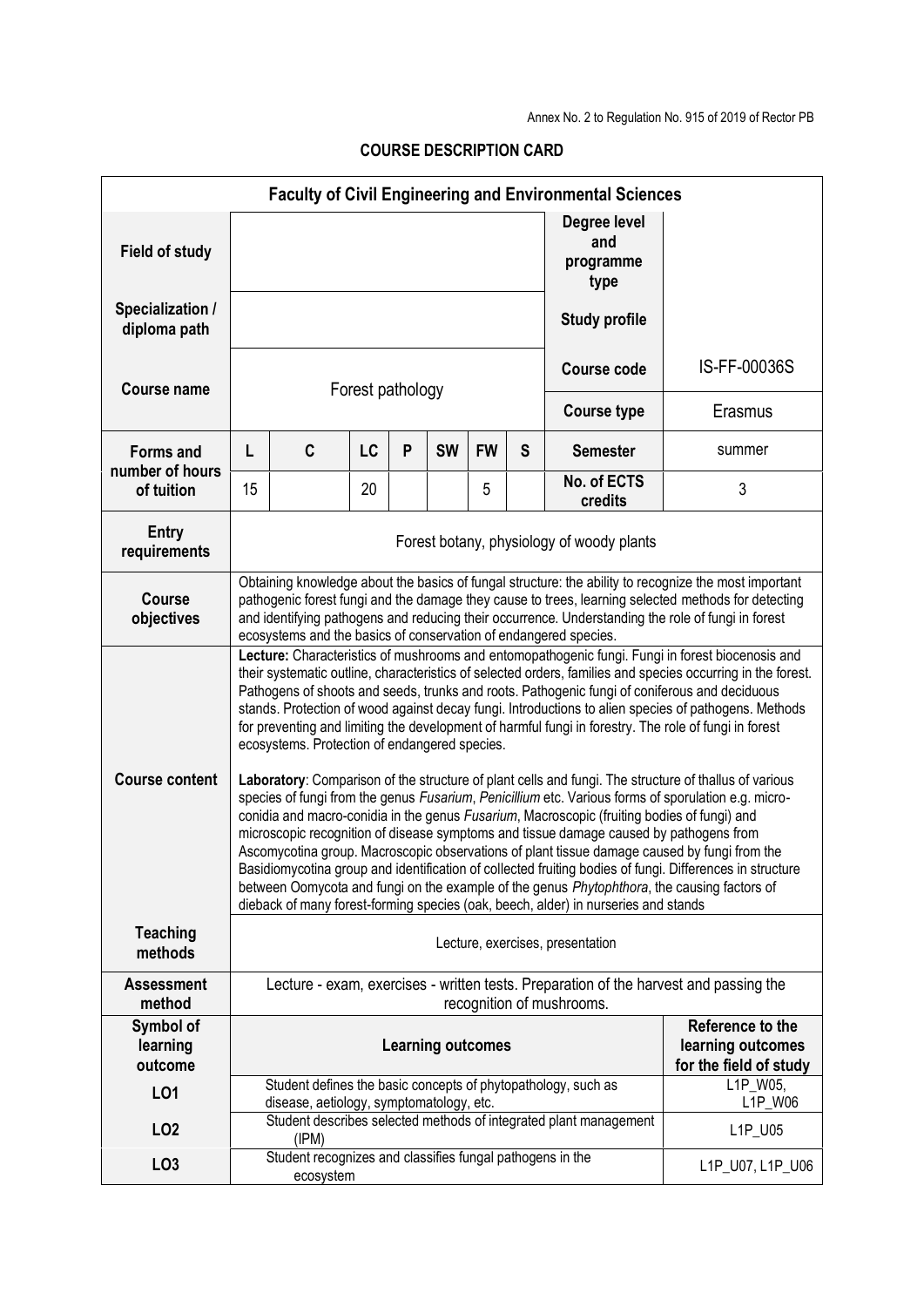Annex No. 2 to Regulation No. 915 of 2019 of Rector PB

## COURSE DESCRIPTION CARD

| Faculty of Civil Engineering and Environmental Sciences | | | | | | | | | |
|---|---|---|---|---|---|---|---|---|---|
| **Field of study** | | | | | | | | **Degree level and programme type** | |
| **Specialization / diploma path** | | | | | | | | **Study profile** | |
| **Course name** | Forest pathology | | | | | | | **Course code** | IS-FF-00036S |
| | | | | | | | | **Course type** | Erasmus |
| **Forms and number of hours of tuition** | **L** | **C** | **LC** | **P** | **SW** | **FW** | **S** | **Semester** | summer |
| | 15 | | 20 | | | 5 | | **No. of ECTS credits** | 3 |
| **Entry requirements** | Forest botany, physiology of woody plants | | | | | | | | |
| **Course objectives** | Obtaining knowledge about the basics of fungal structure: the ability to recognize the most important pathogenic forest fungi and the damage they cause to trees, learning selected methods for detecting and identifying pathogens and reducing their occurrence. Understanding the role of fungi in forest ecosystems and the basics of conservation of endangered species. | | | | | | | | |
| **Course content** | **Lecture:** Characteristics of mushrooms and entomopathogenic fungi. Fungi in forest biocenosis and their systematic outline, characteristics of selected orders, families and species occurring in the forest. Pathogens of shoots and seeds, trunks and roots. Pathogenic fungi of coniferous and deciduous stands. Protection of wood against decay fungi. Introductions to alien species of pathogens. Methods for preventing and limiting the development of harmful fungi in forestry. The role of fungi in forest ecosystems. Protection of endangered species.<br><br>**Laboratory**: Comparison of the structure of plant cells and fungi. The structure of thallus of various species of fungi from the genus *Fusarium*, *Penicillium* etc. Various forms of sporulation e.g. micro-conidia and macro-conidia in the genus *Fusarium*, Macroscopic (fruiting bodies of fungi) and microscopic recognition of disease symptoms and tissue damage caused by pathogens from Ascomycotina group. Macroscopic observations of plant tissue damage caused by fungi from the Basidiomycotina group and identification of collected fruiting bodies of fungi. Differences in structure between Oomycota and fungi on the example of the genus *Phytophthora*, the causing factors of dieback of many forest-forming species (oak, beech, alder) in nurseries and stands | | | | | | | | |
| **Teaching methods** | Lecture, exercises, presentation | | | | | | | | |
| **Assessment method** | Lecture - exam, exercises - written tests. Preparation of the harvest and passing the recognition of mushrooms. | | | | | | | | |
| **Symbol of learning outcome** | **Learning outcomes** | | | | | | | | **Reference to the learning outcomes for the field of study** |
| **LO1** | Student defines the basic concepts of phytopathology, such as disease, aetiology, symptomatology, etc. | | | | | | | | L1P_W05, L1P_W06 |
| **LO2** | Student describes selected methods of integrated plant management (IPM) | | | | | | | | L1P_U05 |
| **LO3** | Student recognizes and classifies fungal pathogens in the ecosystem | | | | | | | | L1P_U07, L1P_U06 |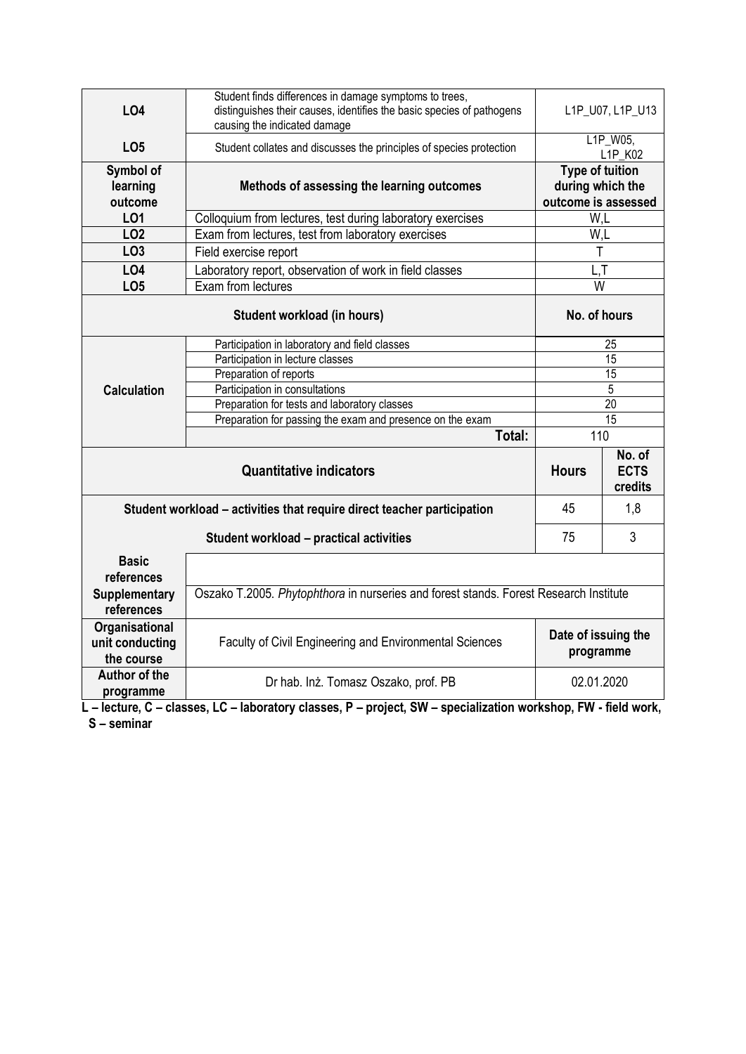| | | | |
|---|---|---|---|
| **LO4** | Student finds differences in damage symptoms to trees, distinguishes their causes, identifies the basic species of pathogens causing the indicated damage | L1P_U07, L1P_U13 | |
| **LO5** | Student collates and discusses the principles of species protection | L1P_W05, L1P_K02 | |
| **Symbol of learning outcome** | **Methods of assessing the learning outcomes** | **Type of tuition during which the outcome is assessed** | |
| **LO1** | Colloquium from lectures, test during laboratory exercises | W,L | |
| **LO2** | Exam from lectures, test from laboratory exercises | W,L | |
| **LO3** | Field exercise report | T | |
| **LO4** | Laboratory report, observation of work in field classes | L,T | |
| **LO5** | Exam from lectures | W | |
| **Student workload (in hours)** | | **No. of hours** | |
| **Calculation** | Participation in laboratory and field classes | 25 | |
| | Participation in lecture classes | 15 | |
| | Preparation of reports | 15 | |
| | Participation in consultations | 5 | |
| | Preparation for tests and laboratory classes | 20 | |
| | Preparation for passing the exam and presence on the exam | 15 | |
| | **Total:** | 110 | |
| **Quantitative indicators** | | **Hours** | **No. of ECTS credits** |
| **Student workload – activities that require direct teacher participation** | | 45 | 1,8 |
| **Student workload – practical activities** | | 75 | 3 |
| **Basic references** | | | |
| **Supplementary references** | Oszako T.2005. *Phytophthora* in nurseries and forest stands. Forest Research Institute | | |
| **Organisational unit conducting the course** | Faculty of Civil Engineering and Environmental Sciences | **Date of issuing the programme** | |
| **Author of the programme** | Dr hab. Inż. Tomasz Oszako, prof. PB | 02.01.2020 | |

**L – lecture, C – classes, LC – laboratory classes, P – project, SW – specialization workshop, FW - field work, S – seminar**